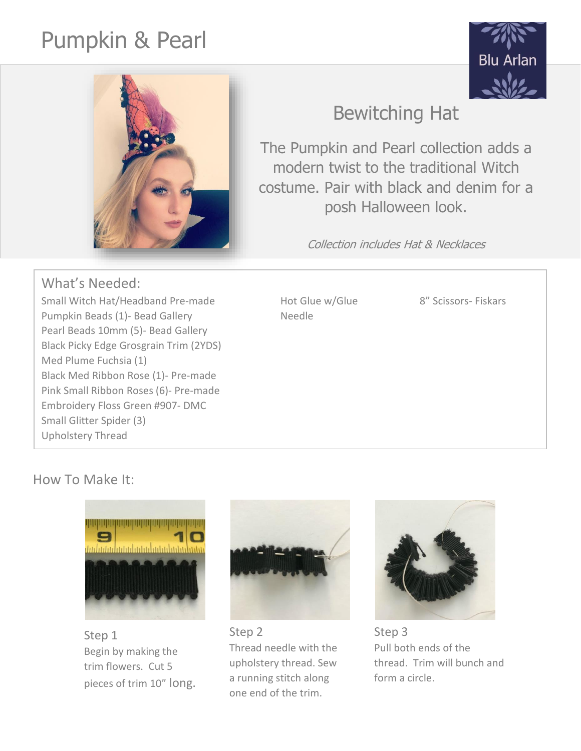# Pumpkin & Pearl

Blu Arlan

## Bewitching Hat

The Pumpkin and Pearl collection adds a modern twist to the traditional Witch costume. Pair with black and denim for a posh Halloween look.

*Collection includes Hat & Necklaces*

### What's Needed:

- Small Witch Hat/Headband Pre-made
- Pumpkin Beads (1)- Bead Gallery
- Pearl Beads 10mm (5)- Bead Gallery
- Black Picky Edge Grosgrain Trim (2YDS)
- Med Plume Fuchsia (1)
- Black Med Ribbon Rose (1)- Pre-made
- Pink Small Ribbon Roses (6)- Pre-made
- Embroidery Floss Green #907- DMC
- Small Glitter Spider (3)
- Upholstery Thread
- Hot Glue w/Glue
- Needle
- 8" Scissors- Fiskars

### How To Make It:

**Step 1**
Begin by making the trim flowers. Cut 5 pieces of trim 10" long.

**Step 2**
Thread needle with the upholstery thread. Sew a running stitch along one end of the trim.

**Step 3**
Pull both ends of the thread. Trim will bunch and form a circle.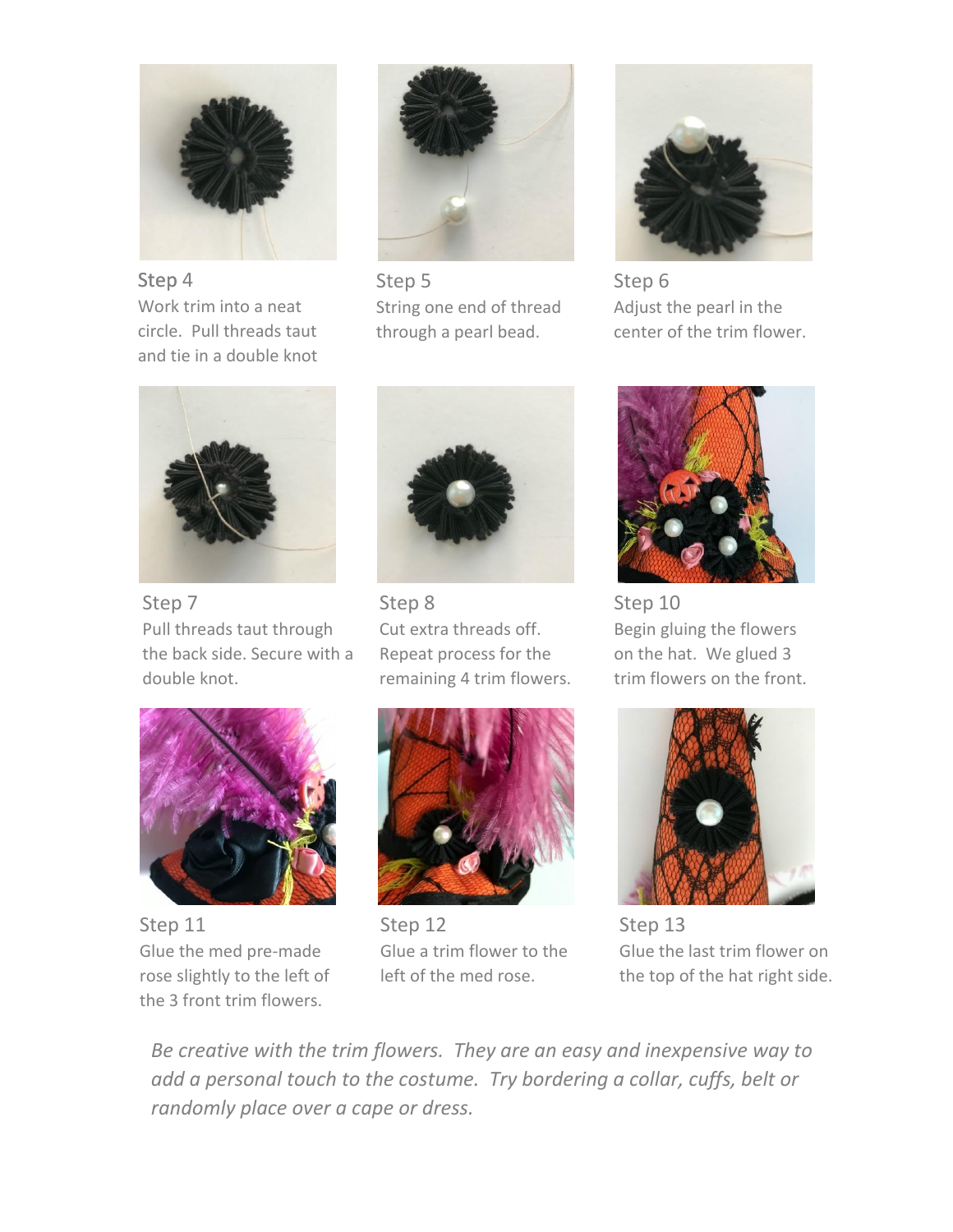Step 4

Work trim into a neat circle. Pull threads taut and tie in a double knot

Step 5

String one end of thread through a pearl bead.

Step 6

Adjust the pearl in the center of the trim flower.

Step 7

Pull threads taut through the back side. Secure with a double knot.

Step 8

Cut extra threads off. Repeat process for the remaining 4 trim flowers.

Step 10

Begin gluing the flowers on the hat. We glued 3 trim flowers on the front.

Step 11

Glue the med pre-made rose slightly to the left of the 3 front trim flowers.

Step 12

Glue a trim flower to the left of the med rose.

Step 13

Glue the last trim flower on the top of the hat right side.

*Be creative with the trim flowers. They are an easy and inexpensive way to add a personal touch to the costume. Try bordering a collar, cuffs, belt or randomly place over a cape or dress.*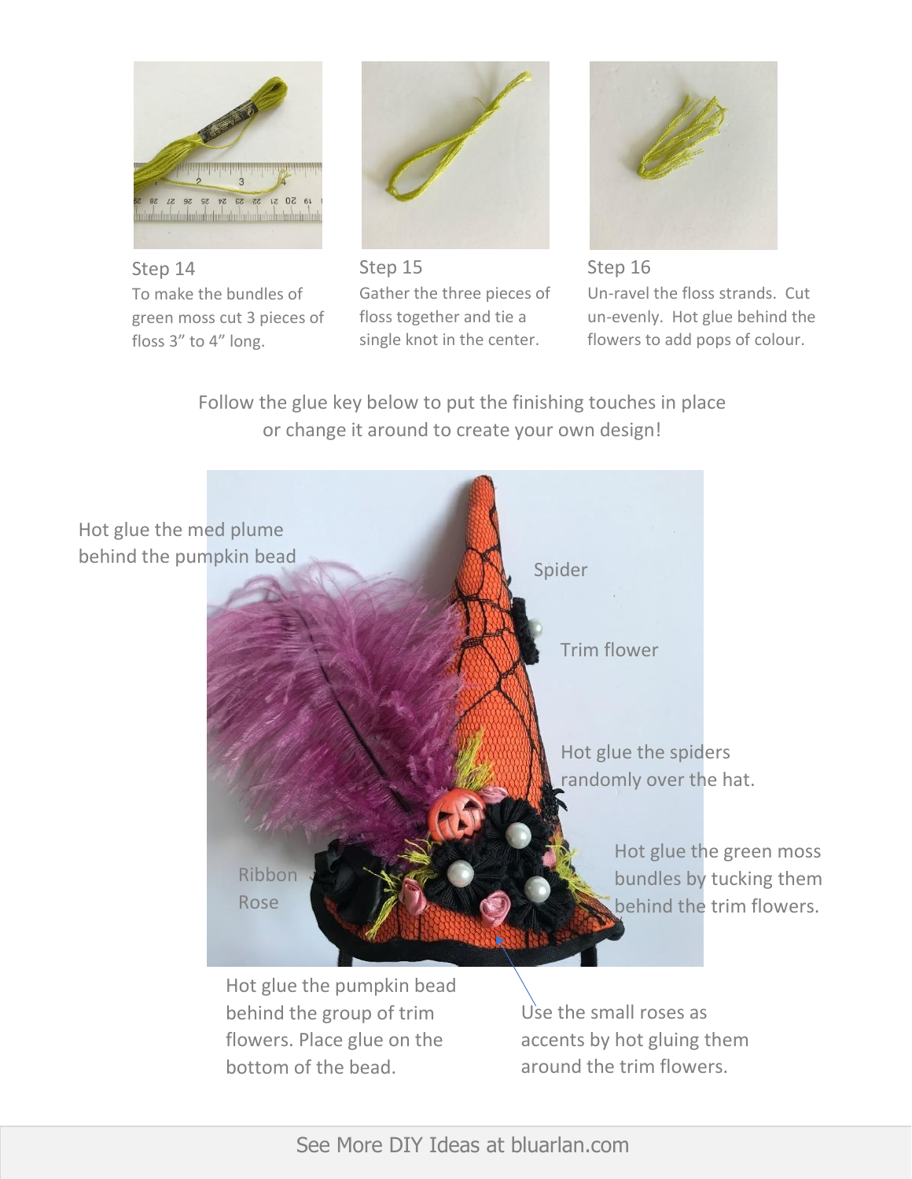Step 14

To make the bundles of green moss cut 3 pieces of floss 3” to 4” long.

Step 15

Gather the three pieces of floss together and tie a single knot in the center.

Step 16

Un-ravel the floss strands. Cut un-evenly. Hot glue behind the flowers to add pops of colour.

Follow the glue key below to put the finishing touches in place or change it around to create your own design!

Hot glue the med plume behind the pumpkin bead

Spider

Trim flower

Hot glue the spiders randomly over the hat.

Hot glue the green moss bundles by tucking them behind the trim flowers.

Ribbon Rose

Hot glue the pumpkin bead behind the group of trim flowers. Place glue on the bottom of the bead.

Use the small roses as accents by hot gluing them around the trim flowers.